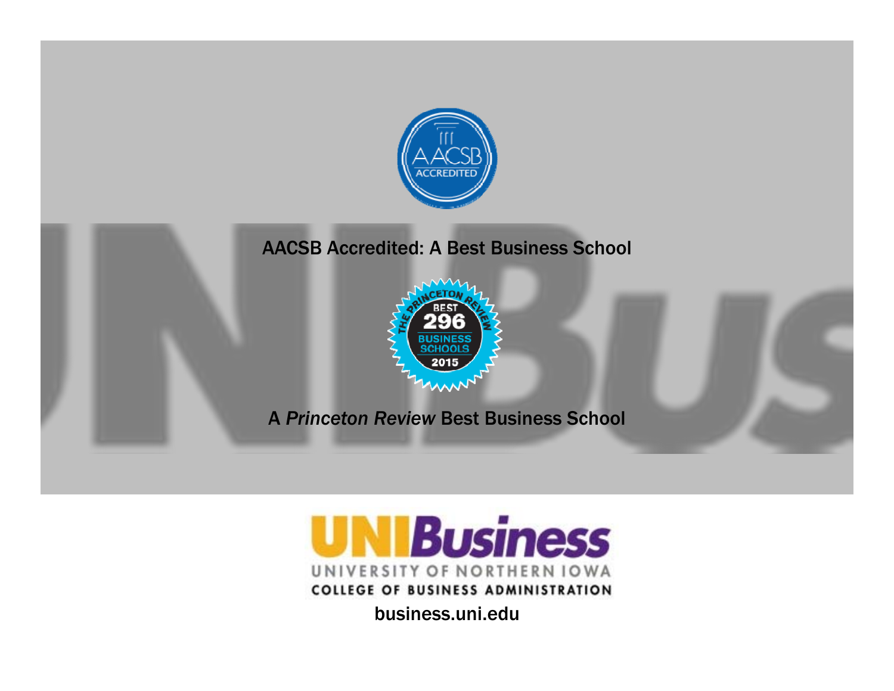AACSB Accredited: A Best Business School

A *Princeton Review* Best Business School

UNIBusiness

UNIVERSITY OF NORTHERN IOWA

COLLEGE OF BUSINESS ADMINISTRATION

business.uni.edu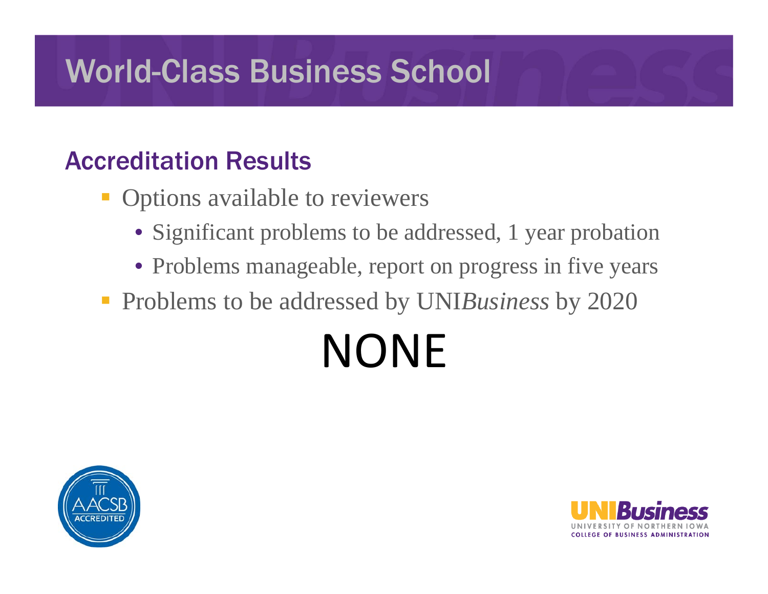# World-Class Business School

## Accreditation Results

- Options available to reviewers
  - Significant problems to be addressed, 1 year probation
  - Problems manageable, report on progress in five years
- Problems to be addressed by UNI*Business* by 2020

# NONE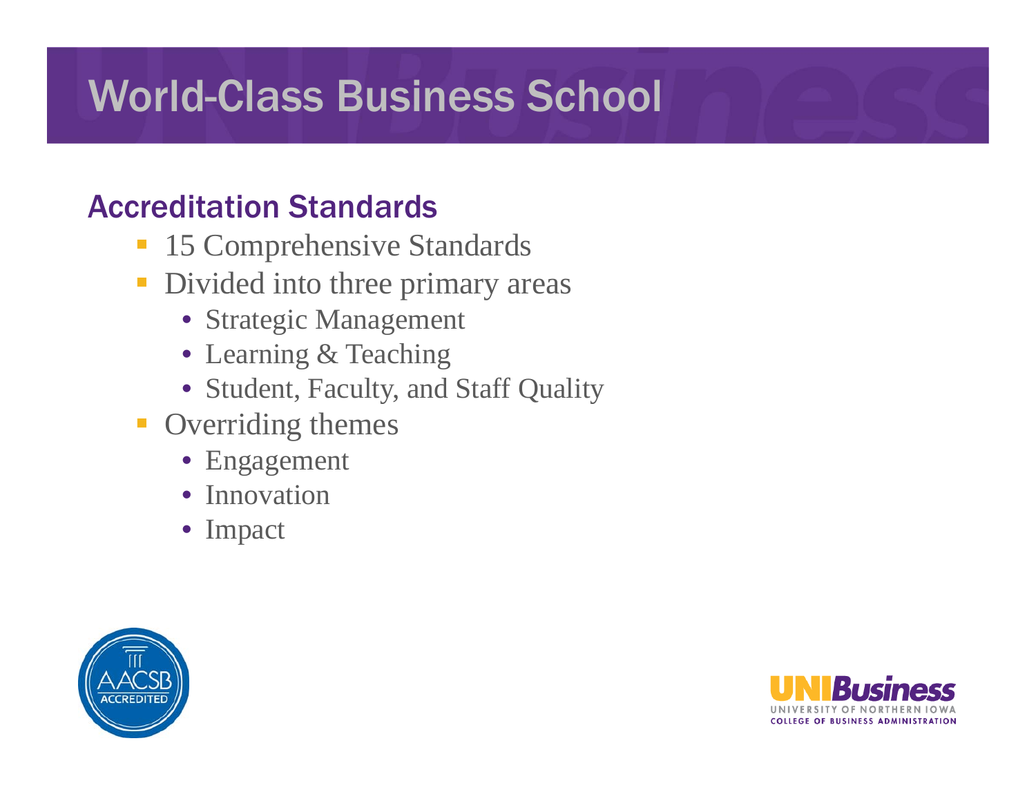# World-Class Business School

## Accreditation Standards

- 15 Comprehensive Standards
- Divided into three primary areas
  - Strategic Management
  - Learning & Teaching
  - Student, Faculty, and Staff Quality
- Overriding themes
  - Engagement
  - Innovation
  - Impact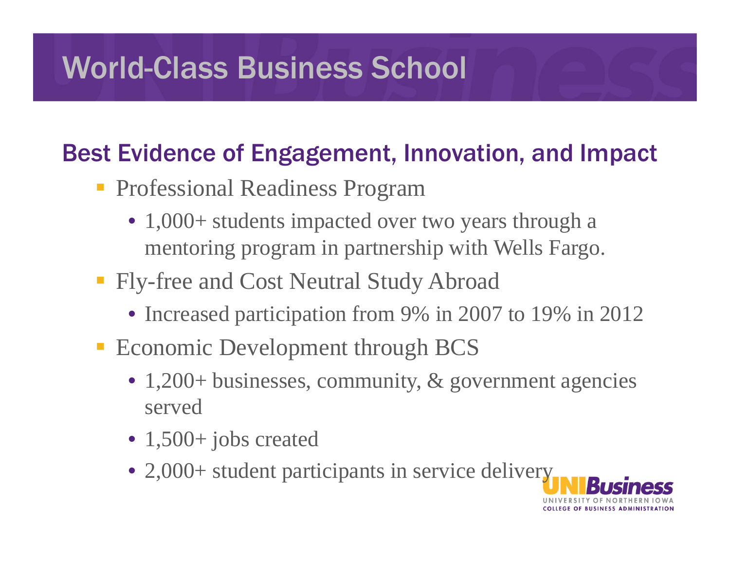# World-Class Business School

## Best Evidence of Engagement, Innovation, and Impact

- Professional Readiness Program
  - 1,000+ students impacted over two years through a mentoring program in partnership with Wells Fargo.
- Fly-free and Cost Neutral Study Abroad
  - Increased participation from 9% in 2007 to 19% in 2012
- Economic Development through BCS
  - 1,200+ businesses, community, & government agencies served
  - 1,500+ jobs created
  - 2,000+ student participants in service delivery

UNIBusiness
UNIVERSITY OF NORTHERN IOWA
COLLEGE OF BUSINESS ADMINISTRATION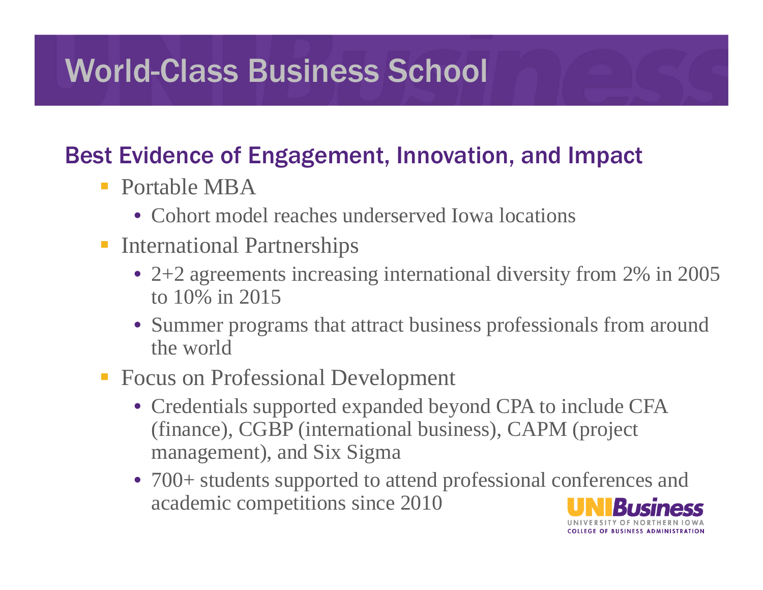# World-Class Business School

## Best Evidence of Engagement, Innovation, and Impact

- Portable MBA
  - Cohort model reaches underserved Iowa locations
- International Partnerships
  - 2+2 agreements increasing international diversity from 2% in 2005 to 10% in 2015
  - Summer programs that attract business professionals from around the world
- Focus on Professional Development
  - Credentials supported expanded beyond CPA to include CFA (finance), CGBP (international business), CAPM (project management), and Six Sigma
  - 700+ students supported to attend professional conferences and academic competitions since 2010

UNIBusiness
UNIVERSITY OF NORTHERN IOWA
COLLEGE OF BUSINESS ADMINISTRATION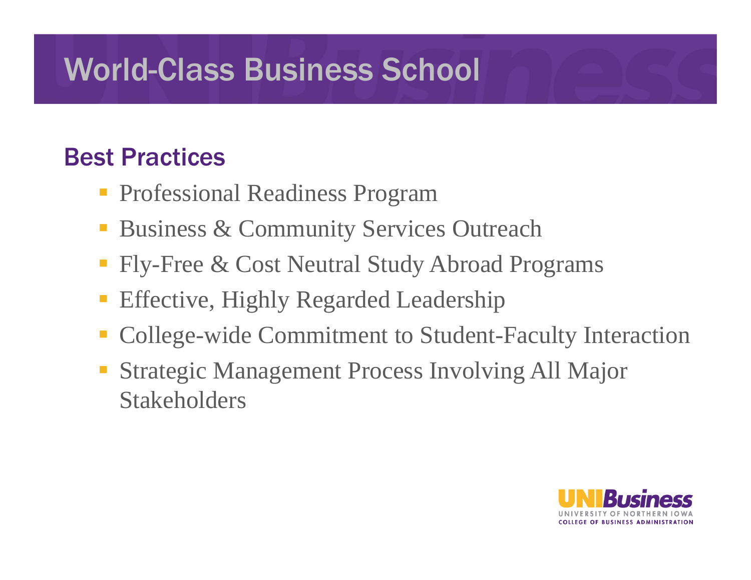# World-Class Business School

## Best Practices

- Professional Readiness Program
- Business & Community Services Outreach
- Fly-Free & Cost Neutral Study Abroad Programs
- Effective, Highly Regarded Leadership
- College-wide Commitment to Student-Faculty Interaction
- Strategic Management Process Involving All Major Stakeholders

UNIBusiness
UNIVERSITY OF NORTHERN IOWA
COLLEGE OF BUSINESS ADMINISTRATION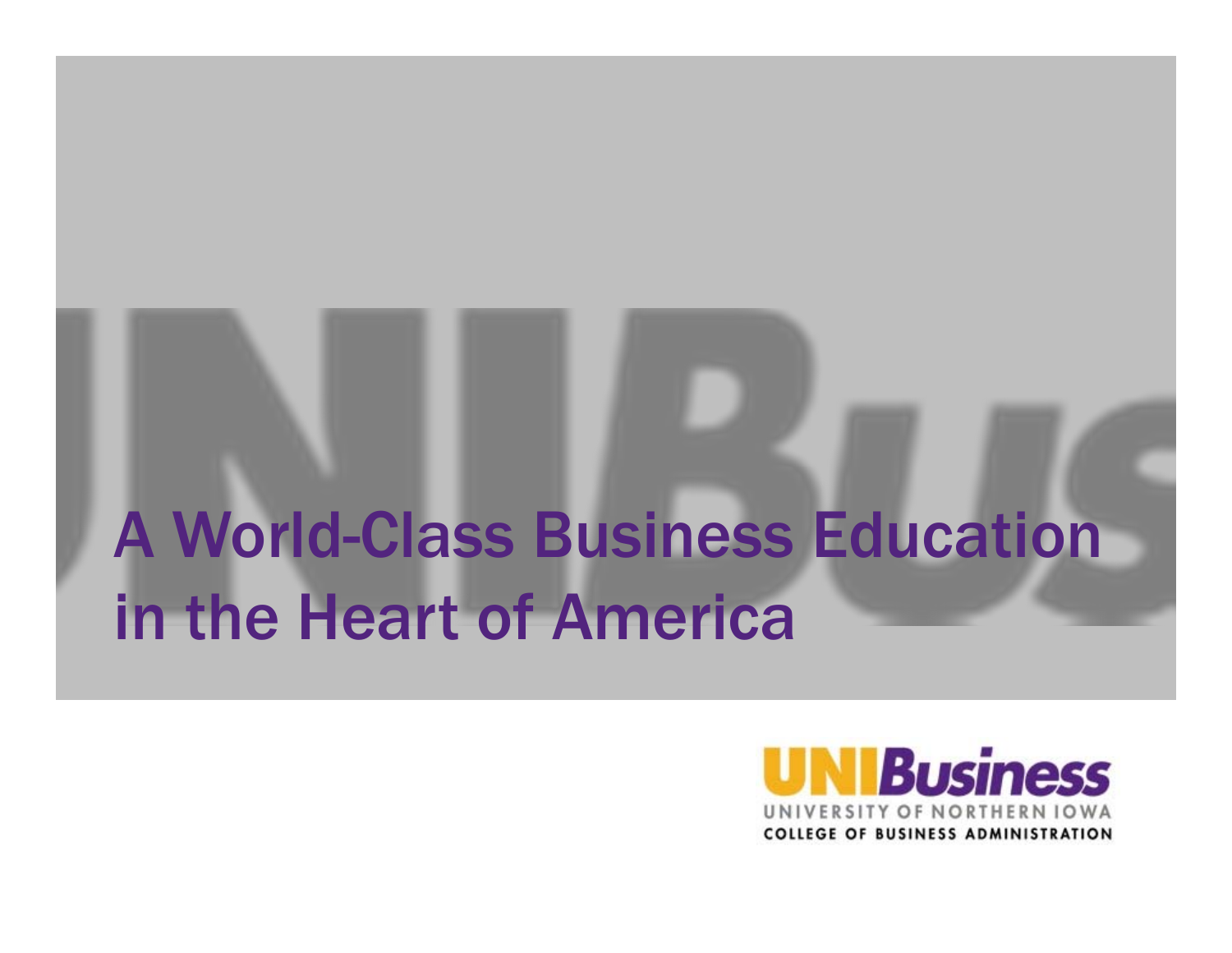# A World-Class Business Education in the Heart of America

UNIBusiness
UNIVERSITY OF NORTHERN IOWA
COLLEGE OF BUSINESS ADMINISTRATION